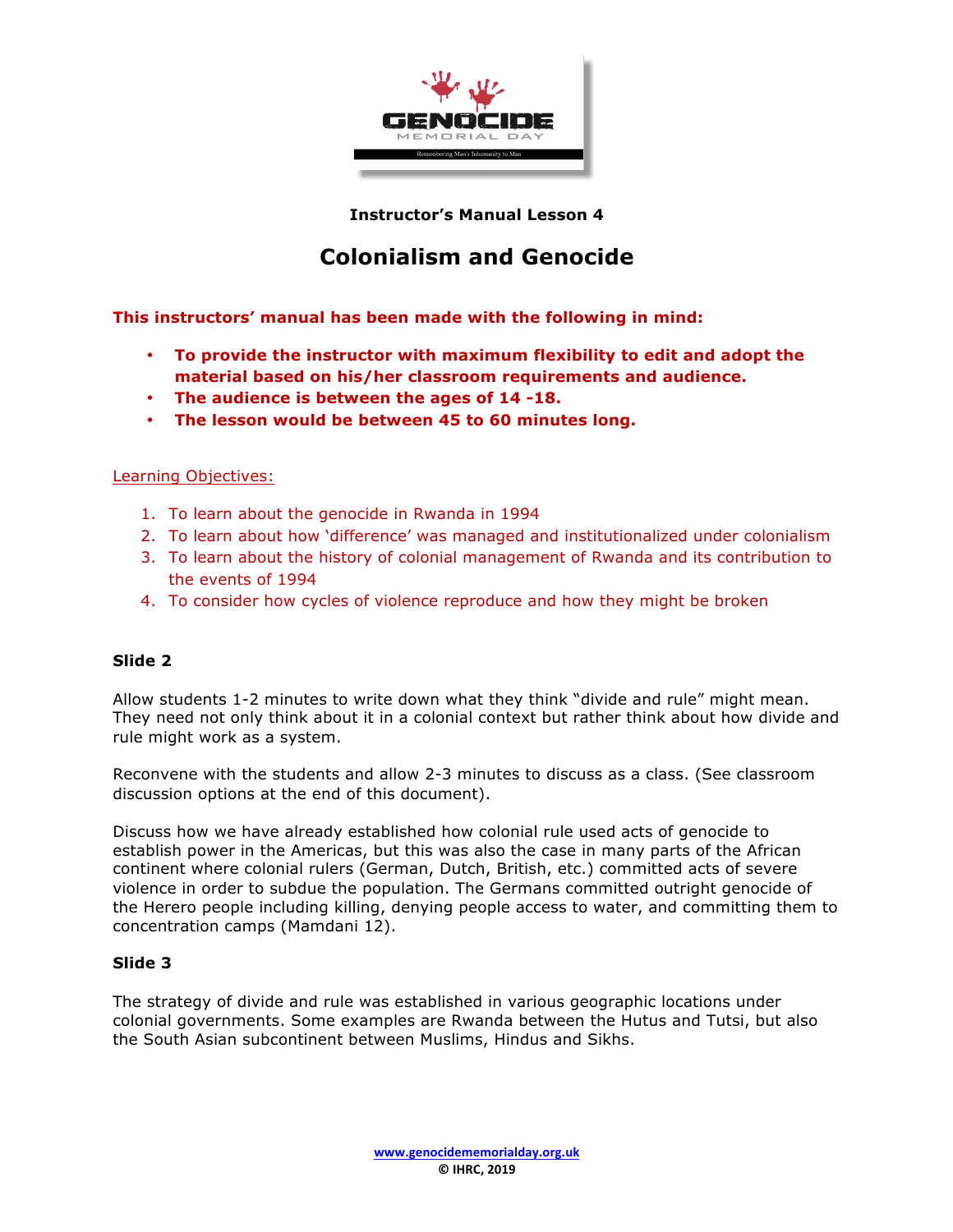**Instructor's Manual Lesson 4**

# Colonialism and Genocide

**This instructors' manual has been made with the following in mind:**

- **To provide the instructor with maximum flexibility to edit and adopt the material based on his/her classroom requirements and audience.**
- **The audience is between the ages of 14 -18.**
- **The lesson would be between 45 to 60 minutes long.**

Learning Objectives:

1. To learn about the genocide in Rwanda in 1994
2. To learn about how 'difference' was managed and institutionalized under colonialism
3. To learn about the history of colonial management of Rwanda and its contribution to the events of 1994
4. To consider how cycles of violence reproduce and how they might be broken

### Slide 2

Allow students 1-2 minutes to write down what they think "divide and rule" might mean. They need not only think about it in a colonial context but rather think about how divide and rule might work as a system.

Reconvene with the students and allow 2-3 minutes to discuss as a class. (See classroom discussion options at the end of this document).

Discuss how we have already established how colonial rule used acts of genocide to establish power in the Americas, but this was also the case in many parts of the African continent where colonial rulers (German, Dutch, British, etc.) committed acts of severe violence in order to subdue the population. The Germans committed outright genocide of the Herero people including killing, denying people access to water, and committing them to concentration camps (Mamdani 12).

### Slide 3

The strategy of divide and rule was established in various geographic locations under colonial governments. Some examples are Rwanda between the Hutus and Tutsi, but also the South Asian subcontinent between Muslims, Hindus and Sikhs.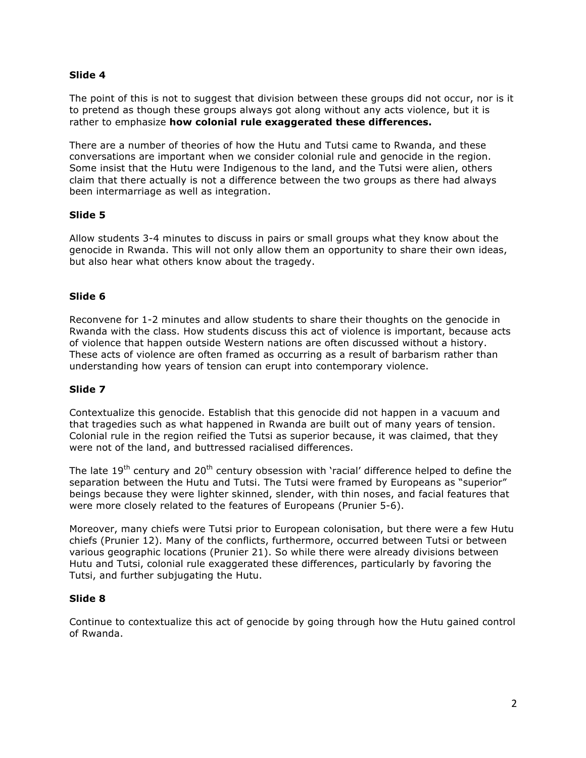### Slide 4

The point of this is not to suggest that division between these groups did not occur, nor is it to pretend as though these groups always got along without any acts violence, but it is rather to emphasize **how colonial rule exaggerated these differences.**

There are a number of theories of how the Hutu and Tutsi came to Rwanda, and these conversations are important when we consider colonial rule and genocide in the region. Some insist that the Hutu were Indigenous to the land, and the Tutsi were alien, others claim that there actually is not a difference between the two groups as there had always been intermarriage as well as integration.

### Slide 5

Allow students 3-4 minutes to discuss in pairs or small groups what they know about the genocide in Rwanda. This will not only allow them an opportunity to share their own ideas, but also hear what others know about the tragedy.

### Slide 6

Reconvene for 1-2 minutes and allow students to share their thoughts on the genocide in Rwanda with the class. How students discuss this act of violence is important, because acts of violence that happen outside Western nations are often discussed without a history. These acts of violence are often framed as occurring as a result of barbarism rather than understanding how years of tension can erupt into contemporary violence.

### Slide 7

Contextualize this genocide. Establish that this genocide did not happen in a vacuum and that tragedies such as what happened in Rwanda are built out of many years of tension. Colonial rule in the region reified the Tutsi as superior because, it was claimed, that they were not of the land, and buttressed racialised differences.

The late 19th century and 20th century obsession with 'racial' difference helped to define the separation between the Hutu and Tutsi. The Tutsi were framed by Europeans as "superior" beings because they were lighter skinned, slender, with thin noses, and facial features that were more closely related to the features of Europeans (Prunier 5-6).

Moreover, many chiefs were Tutsi prior to European colonisation, but there were a few Hutu chiefs (Prunier 12). Many of the conflicts, furthermore, occurred between Tutsi or between various geographic locations (Prunier 21). So while there were already divisions between Hutu and Tutsi, colonial rule exaggerated these differences, particularly by favoring the Tutsi, and further subjugating the Hutu.

### Slide 8

Continue to contextualize this act of genocide by going through how the Hutu gained control of Rwanda.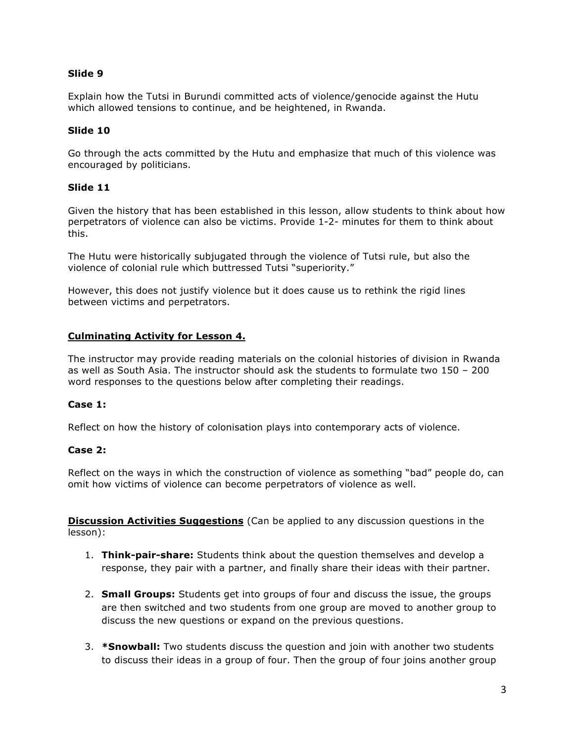**Slide 9**

Explain how the Tutsi in Burundi committed acts of violence/genocide against the Hutu which allowed tensions to continue, and be heightened, in Rwanda.

**Slide 10**

Go through the acts committed by the Hutu and emphasize that much of this violence was encouraged by politicians.

**Slide 11**

Given the history that has been established in this lesson, allow students to think about how perpetrators of violence can also be victims. Provide 1-2- minutes for them to think about this.

The Hutu were historically subjugated through the violence of Tutsi rule, but also the violence of colonial rule which buttressed Tutsi "superiority."

However, this does not justify violence but it does cause us to rethink the rigid lines between victims and perpetrators.

**Culminating Activity for Lesson 4.**

The instructor may provide reading materials on the colonial histories of division in Rwanda as well as South Asia. The instructor should ask the students to formulate two 150 – 200 word responses to the questions below after completing their readings.

**Case 1:**

Reflect on how the history of colonisation plays into contemporary acts of violence.

**Case 2:**

Reflect on the ways in which the construction of violence as something "bad" people do, can omit how victims of violence can become perpetrators of violence as well.

**Discussion Activities Suggestions** (Can be applied to any discussion questions in the lesson):

1. **Think-pair-share:** Students think about the question themselves and develop a response, they pair with a partner, and finally share their ideas with their partner.

2. **Small Groups:** Students get into groups of four and discuss the issue, the groups are then switched and two students from one group are moved to another group to discuss the new questions or expand on the previous questions.

3. ***Snowball:** Two students discuss the question and join with another two students to discuss their ideas in a group of four. Then the group of four joins another group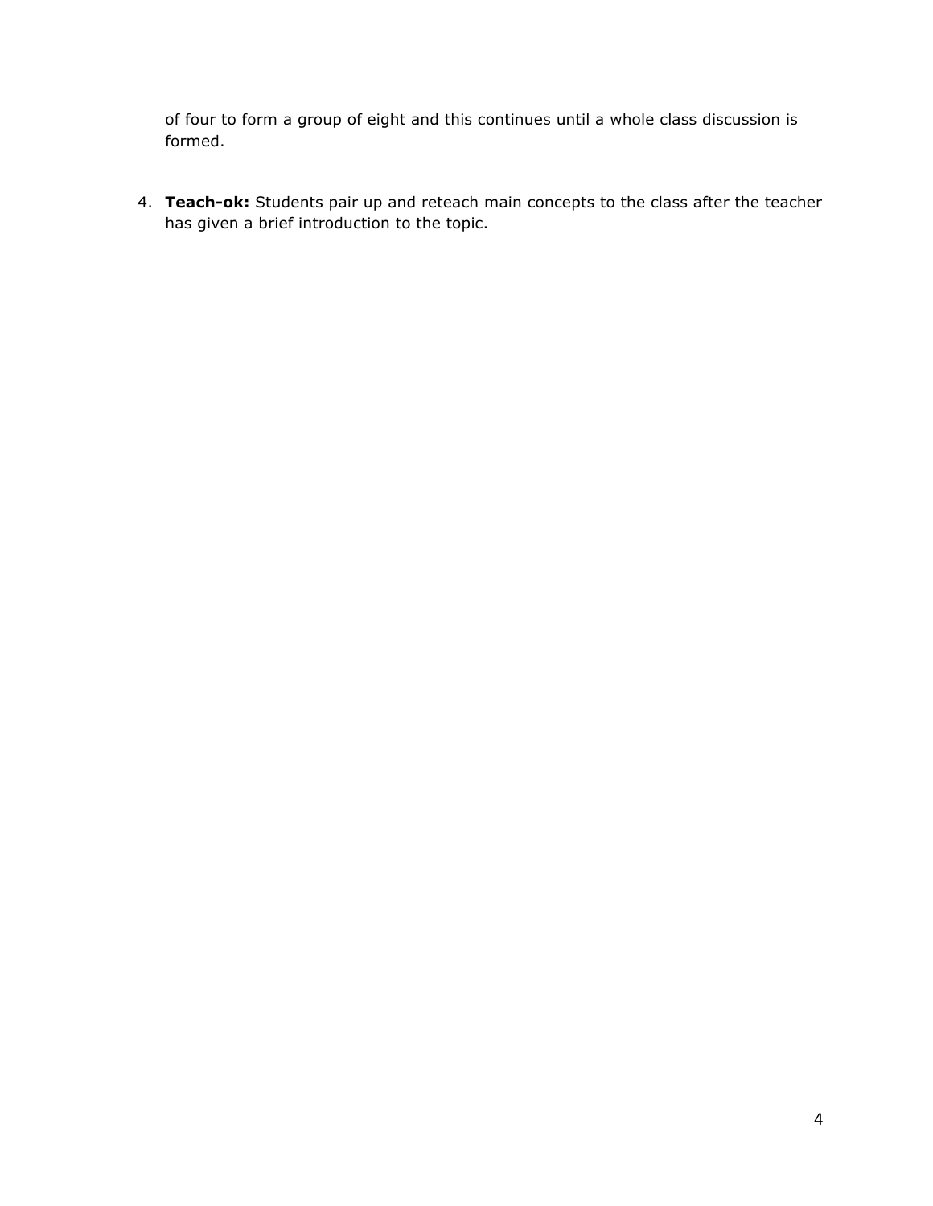of four to form a group of eight and this continues until a whole class discussion is formed.

4. **Teach-ok:** Students pair up and reteach main concepts to the class after the teacher has given a brief introduction to the topic.